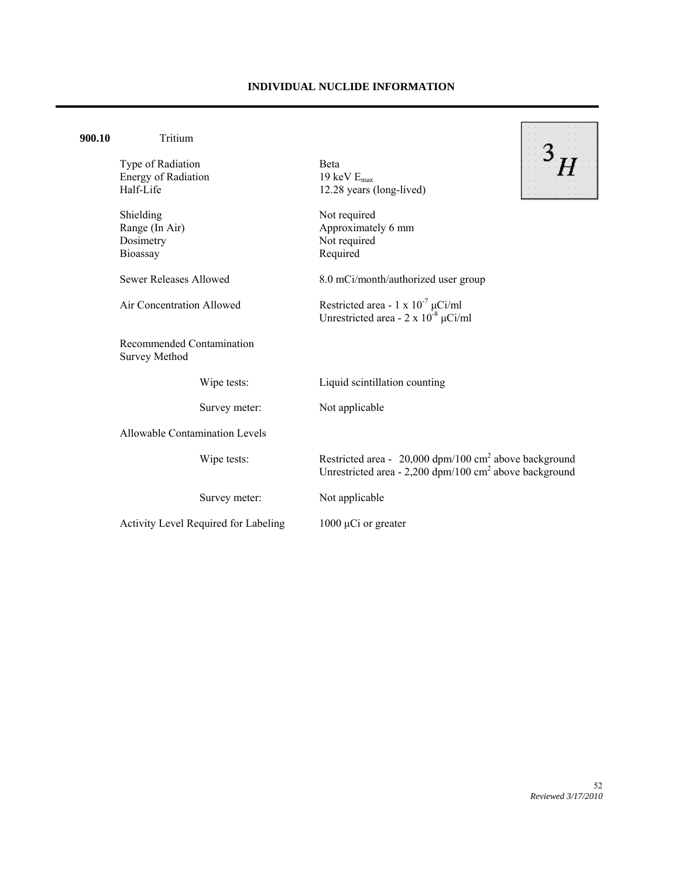# INDIVIDUAL NUCLIDE INFORMATION

## 900.10 Tritium

$^{3}H$

| | |
|---|---|
| Type of Radiation | Beta |
| Energy of Radiation | 19 keV $E_{max}$ |
| Half-Life | 12.28 years (long-lived) |
| Shielding | Not required |
| Range (In Air) | Approximately 6 mm |
| Dosimetry | Not required |
| Bioassay | Required |
| Sewer Releases Allowed | 8.0 mCi/month/authorized user group |
| Air Concentration Allowed | Restricted area - $1 \times 10^{-7}$ μCi/ml<br>Unrestricted area - $2 \times 10^{-8}$ μCi/ml |
| Recommended Contamination Survey Method | |
| Wipe tests: | Liquid scintillation counting |
| Survey meter: | Not applicable |
| Allowable Contamination Levels | |
| Wipe tests: | Restricted area - 20,000 dpm/100 $cm^2$ above background<br>Unrestricted area - 2,200 dpm/100 $cm^2$ above background |
| Survey meter: | Not applicable |
| Activity Level Required for Labeling | 1000 μCi or greater |

*Reviewed 3/17/2010*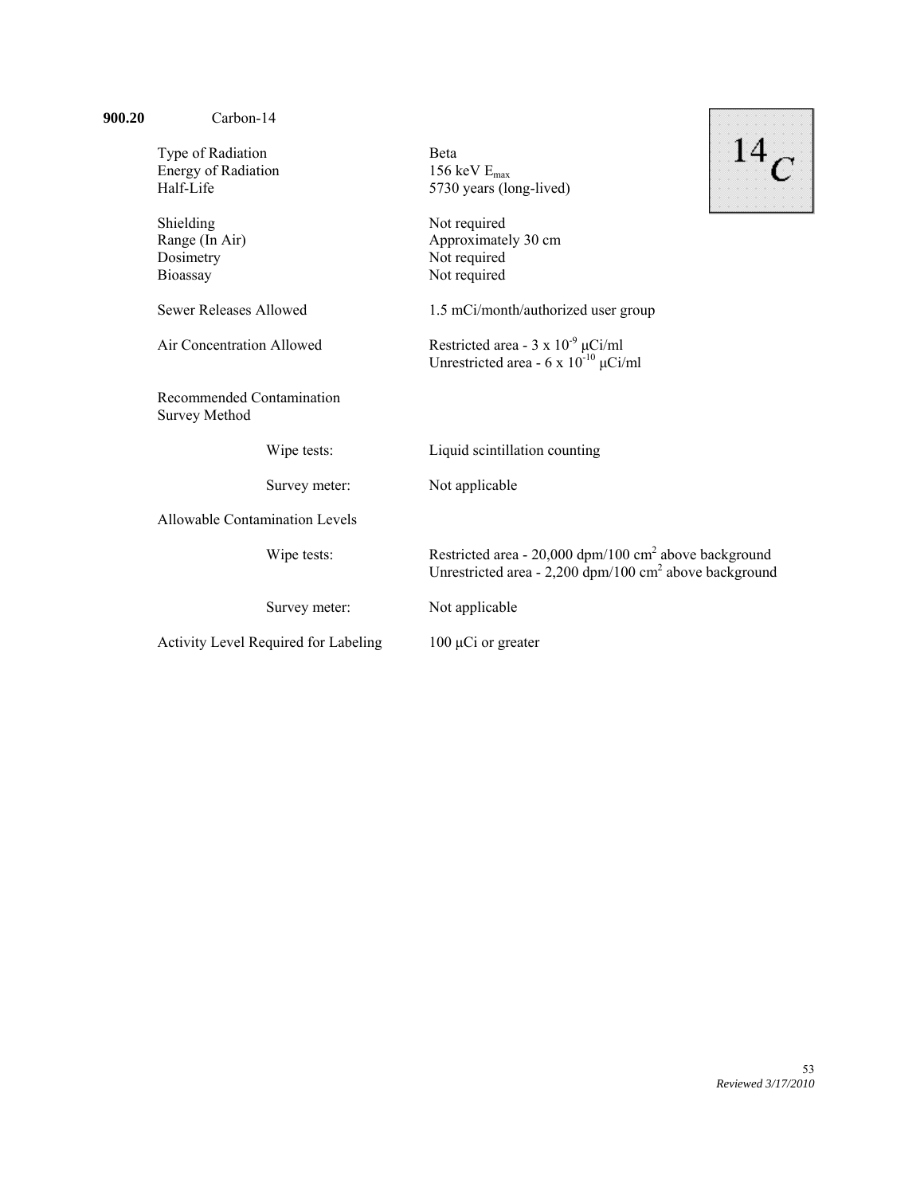## 900.20 Carbon-14

$^{14}C$

| | |
|---|---|
| Type of Radiation | Beta |
| Energy of Radiation | 156 keV $E_{max}$ |
| Half-Life | 5730 years (long-lived) |
| Shielding | Not required |
| Range (In Air) | Approximately 30 cm |
| Dosimetry | Not required |
| Bioassay | Not required |
| Sewer Releases Allowed | 1.5 mCi/month/authorized user group |
| Air Concentration Allowed | Restricted area - $3 \times 10^{-9}$ μCi/ml<br>Unrestricted area - $6 \times 10^{-10}$ μCi/ml |

Recommended Contamination Survey Method

| | |
|---|---|
| Wipe tests: | Liquid scintillation counting |
| Survey meter: | Not applicable |

Allowable Contamination Levels

| | |
|---|---|
| Wipe tests: | Restricted area - 20,000 dpm/100 $cm^2$ above background<br>Unrestricted area - 2,200 dpm/100 $cm^2$ above background |
| Survey meter: | Not applicable |

Activity Level Required for Labeling: 100 μCi or greater

*Reviewed 3/17/2010*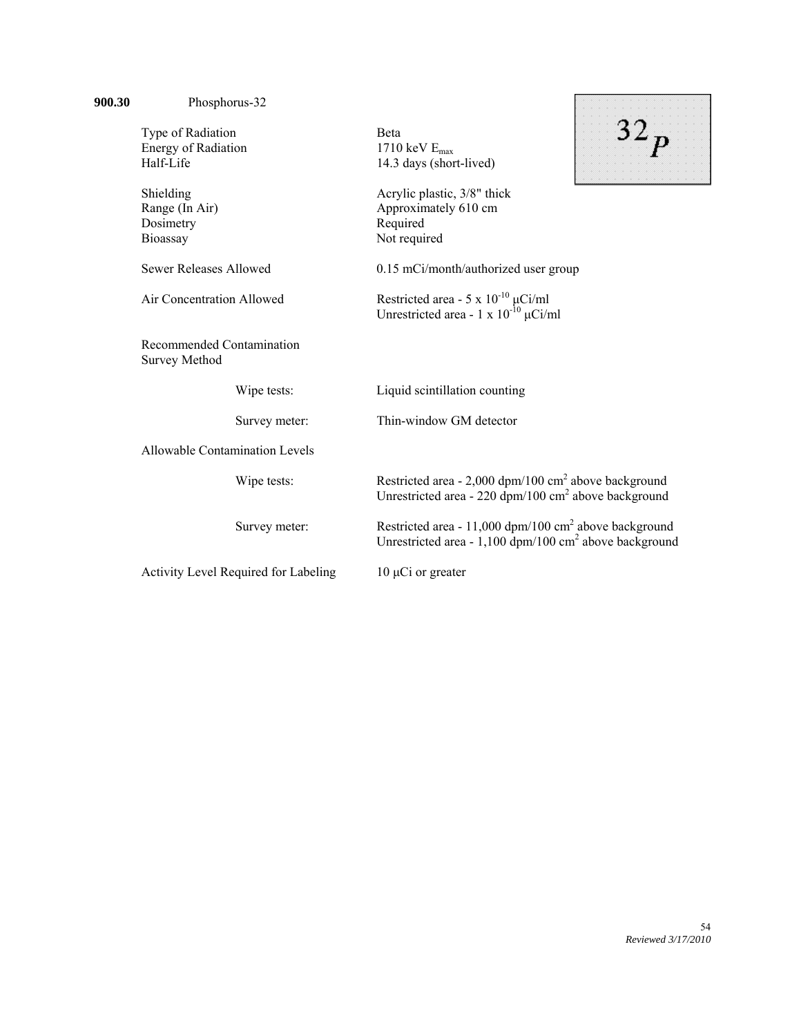## 900.30 Phosphorus-32

$^{32}P$

| | |
|---|---|
| Type of Radiation | Beta |
| Energy of Radiation | 1710 keV $E_{max}$ |
| Half-Life | 14.3 days (short-lived) |
| Shielding | Acrylic plastic, 3/8" thick |
| Range (In Air) | Approximately 610 cm |
| Dosimetry | Required |
| Bioassay | Not required |
| Sewer Releases Allowed | 0.15 mCi/month/authorized user group |
| Air Concentration Allowed | Restricted area - $5 \times 10^{-10}$ μCi/ml<br>Unrestricted area - $1 \times 10^{-10}$ μCi/ml |

Recommended Contamination Survey Method

| | |
|---|---|
| Wipe tests: | Liquid scintillation counting |
| Survey meter: | Thin-window GM detector |

Allowable Contamination Levels

| | |
|---|---|
| Wipe tests: | Restricted area - 2,000 dpm/100 $cm^2$ above background<br>Unrestricted area - 220 dpm/100 $cm^2$ above background |
| Survey meter: | Restricted area - 11,000 dpm/100 $cm^2$ above background<br>Unrestricted area - 1,100 dpm/100 $cm^2$ above background |

Activity Level Required for Labeling: 10 μCi or greater

*Reviewed 3/17/2010*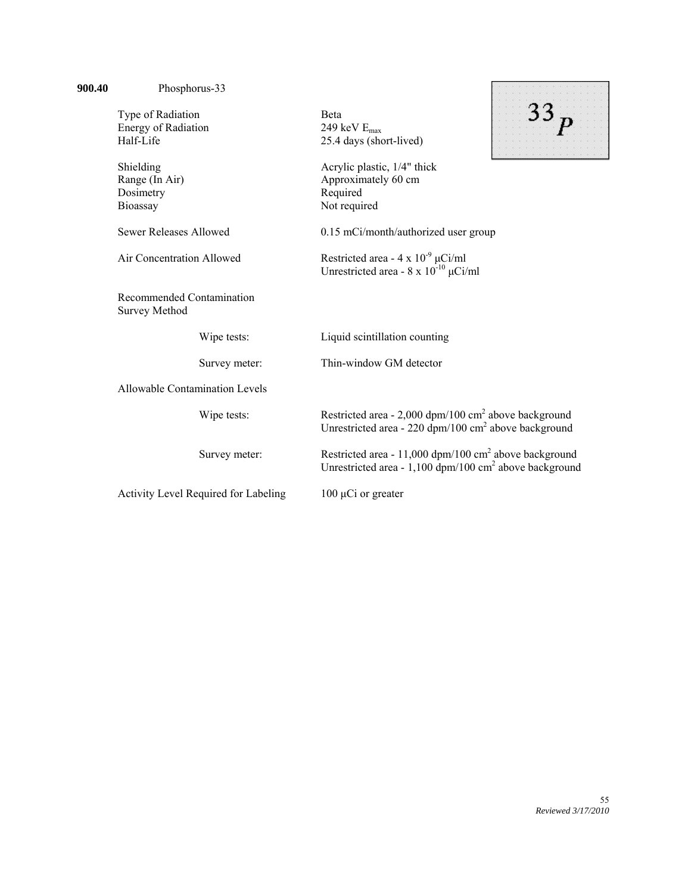## 900.40 Phosphorus-33

$^{33}P$

| | |
|---|---|
| Type of Radiation | Beta |
| Energy of Radiation | 249 keV $E_{max}$ |
| Half-Life | 25.4 days (short-lived) |
| Shielding | Acrylic plastic, 1/4" thick |
| Range (In Air) | Approximately 60 cm |
| Dosimetry | Required |
| Bioassay | Not required |
| Sewer Releases Allowed | 0.15 mCi/month/authorized user group |
| Air Concentration Allowed | Restricted area - $4 \times 10^{-9}$ μCi/ml<br>Unrestricted area - $8 \times 10^{-10}$ μCi/ml |

Recommended Contamination Survey Method

| | |
|---|---|
| Wipe tests: | Liquid scintillation counting |
| Survey meter: | Thin-window GM detector |

Allowable Contamination Levels

| | |
|---|---|
| Wipe tests: | Restricted area - 2,000 dpm/100 $cm^2$ above background<br>Unrestricted area - 220 dpm/100 $cm^2$ above background |
| Survey meter: | Restricted area - 11,000 dpm/100 $cm^2$ above background<br>Unrestricted area - 1,100 dpm/100 $cm^2$ above background |

Activity Level Required for Labeling: 100 μCi or greater

*Reviewed 3/17/2010*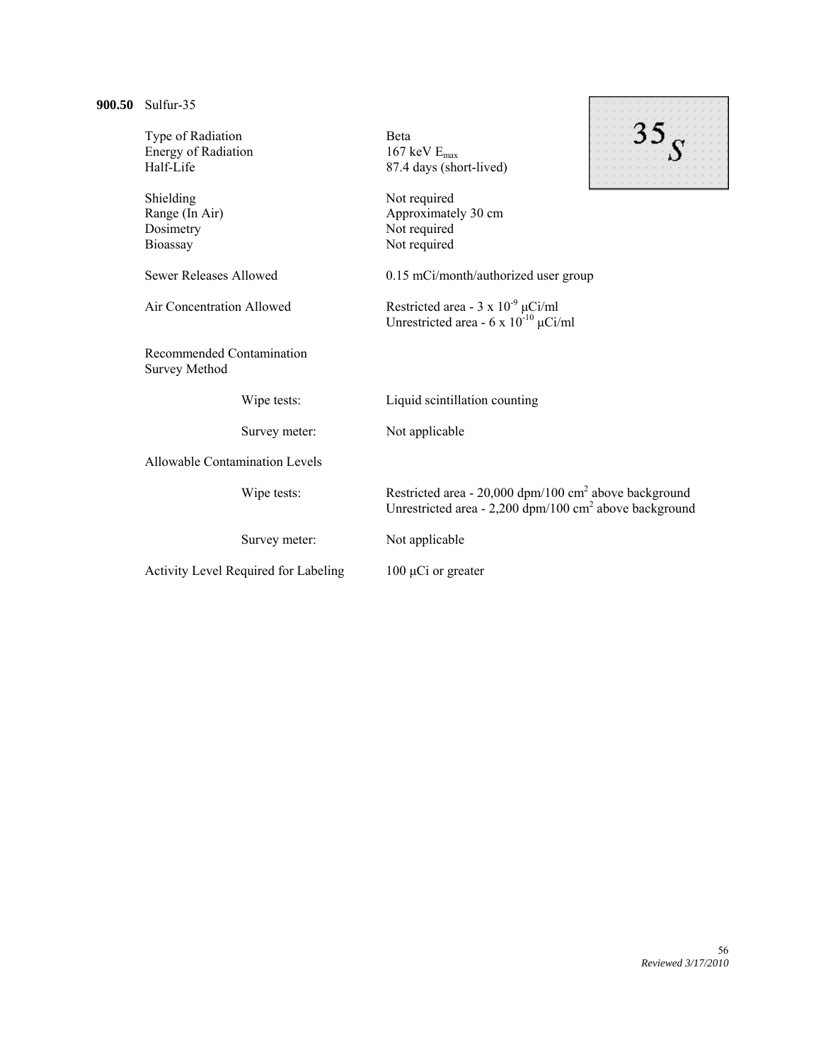**900.50** Sulfur-35

$^{35}S$

| | |
|---|---|
| Type of Radiation | Beta |
| Energy of Radiation | 167 keV $E_{max}$ |
| Half-Life | 87.4 days (short-lived) |
| Shielding | Not required |
| Range (In Air) | Approximately 30 cm |
| Dosimetry | Not required |
| Bioassay | Not required |
| Sewer Releases Allowed | 0.15 mCi/month/authorized user group |
| Air Concentration Allowed | Restricted area - $3 \times 10^{-9}$ μCi/ml<br>Unrestricted area - $6 \times 10^{-10}$ μCi/ml |
| Recommended Contamination Survey Method | |
| Wipe tests: | Liquid scintillation counting |
| Survey meter: | Not applicable |
| Allowable Contamination Levels | |
| Wipe tests: | Restricted area - 20,000 dpm/100 $cm^2$ above background<br>Unrestricted area - 2,200 dpm/100 $cm^2$ above background |
| Survey meter: | Not applicable |
| Activity Level Required for Labeling | 100 μCi or greater |

*Reviewed 3/17/2010*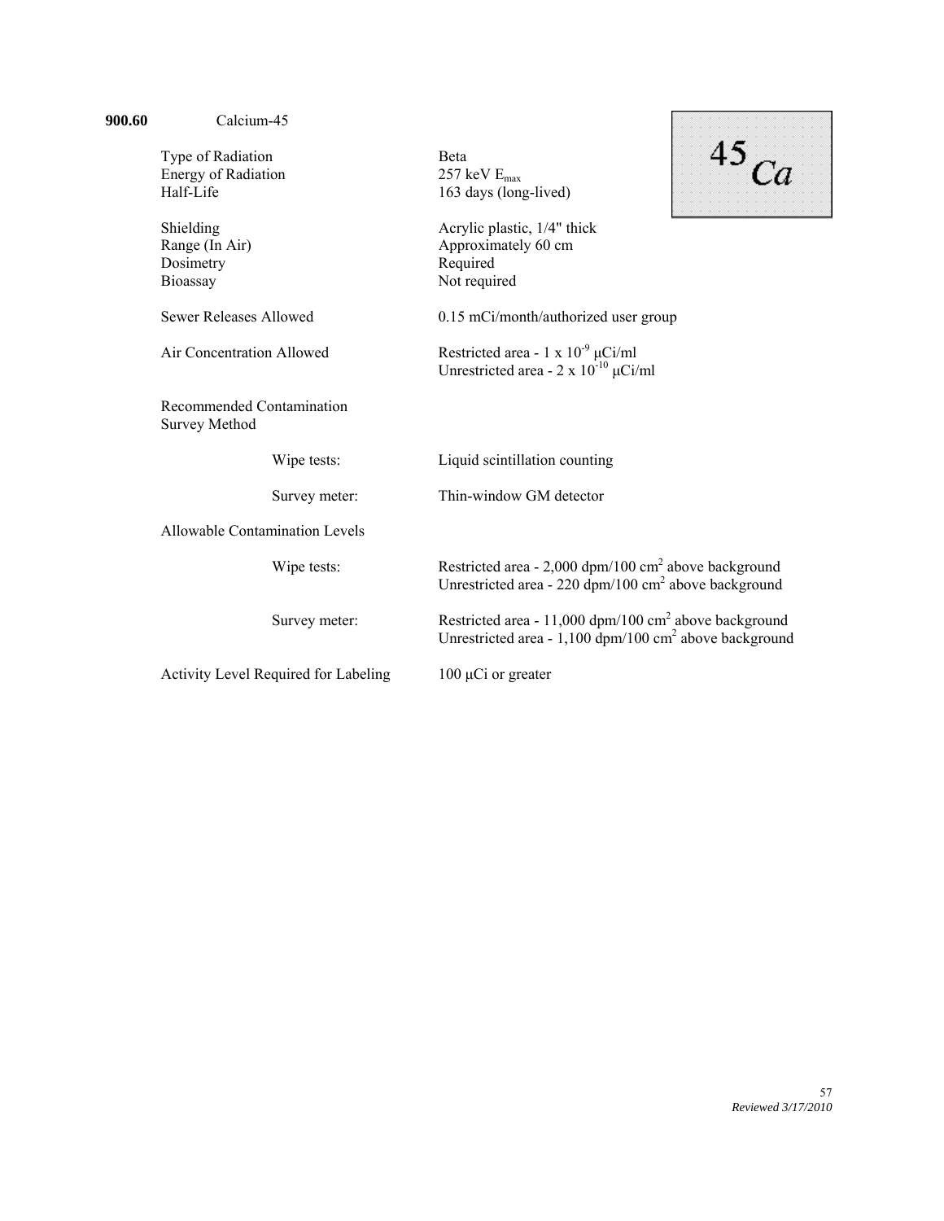**900.60** Calcium-45

$^{45}Ca$

| | |
|---|---|
| Type of Radiation | Beta |
| Energy of Radiation | 257 keV $E_{max}$ |
| Half-Life | 163 days (long-lived) |
| Shielding | Acrylic plastic, 1/4" thick |
| Range (In Air) | Approximately 60 cm |
| Dosimetry | Required |
| Bioassay | Not required |
| Sewer Releases Allowed | 0.15 mCi/month/authorized user group |
| Air Concentration Allowed | Restricted area - $1 \times 10^{-9}$ μCi/ml<br>Unrestricted area - $2 \times 10^{-10}$ μCi/ml |

Recommended Contamination Survey Method

| | |
|---|---|
| Wipe tests: | Liquid scintillation counting |
| Survey meter: | Thin-window GM detector |

Allowable Contamination Levels

| | |
|---|---|
| Wipe tests: | Restricted area - 2,000 dpm/100 $cm^2$ above background<br>Unrestricted area - 220 dpm/100 $cm^2$ above background |
| Survey meter: | Restricted area - 11,000 dpm/100 $cm^2$ above background<br>Unrestricted area - 1,100 dpm/100 $cm^2$ above background |

Activity Level Required for Labeling: 100 μCi or greater

*Reviewed 3/17/2010*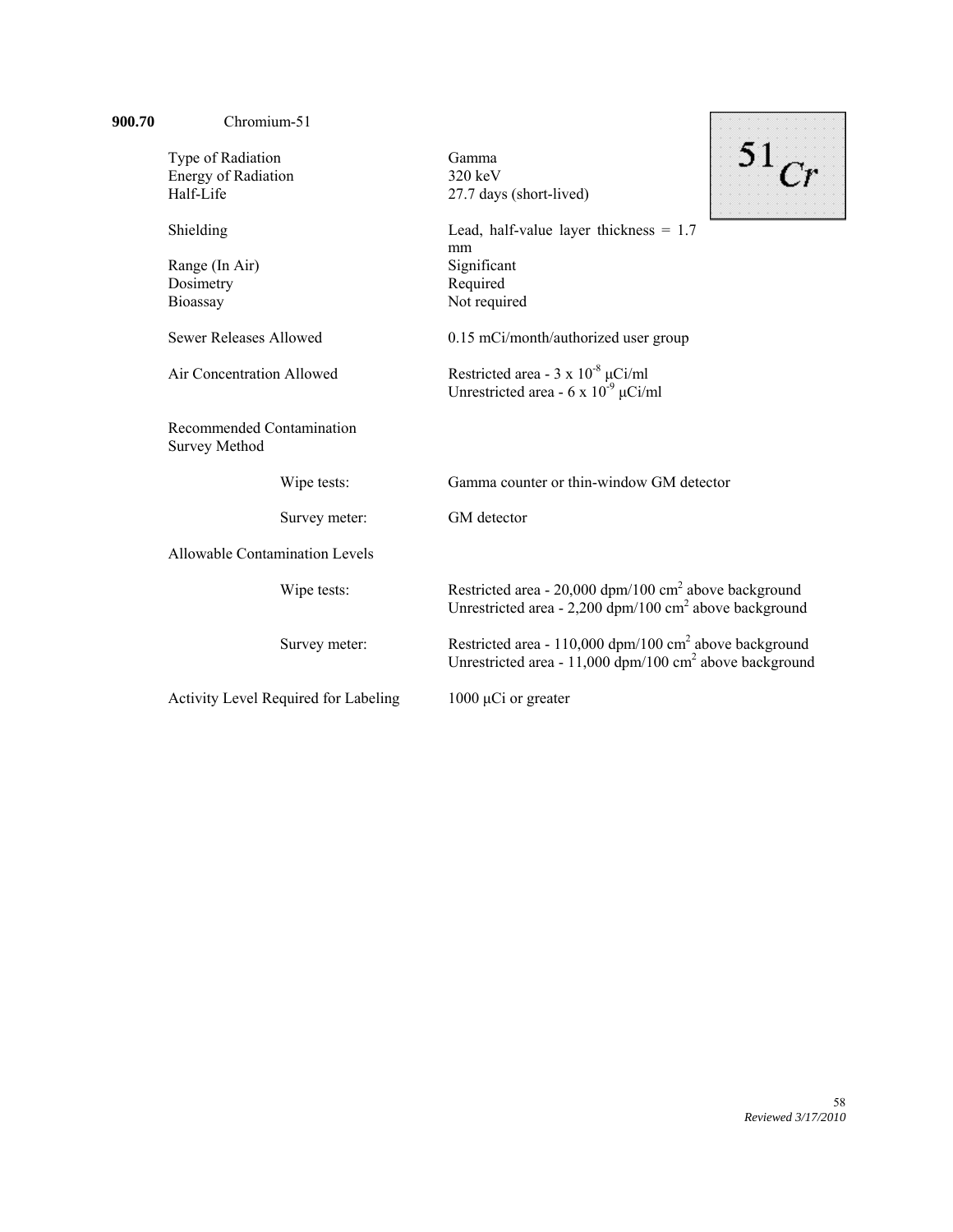## 900.70 Chromium-51

$^{51}Cr$

| | |
|---|---|
| Type of Radiation | Gamma |
| Energy of Radiation | 320 keV |
| Half-Life | 27.7 days (short-lived) |
| Shielding | Lead, half-value layer thickness = 1.7 mm |
| Range (In Air) | Significant |
| Dosimetry | Required |
| Bioassay | Not required |
| Sewer Releases Allowed | 0.15 mCi/month/authorized user group |
| Air Concentration Allowed | Restricted area - $3 \times 10^{-8}$ μCi/ml<br>Unrestricted area - $6 \times 10^{-9}$ μCi/ml |
| Recommended Contamination Survey Method | |
| Wipe tests: | Gamma counter or thin-window GM detector |
| Survey meter: | GM detector |
| Allowable Contamination Levels | |
| Wipe tests: | Restricted area - 20,000 dpm/100 $cm^2$ above background<br>Unrestricted area - 2,200 dpm/100 $cm^2$ above background |
| Survey meter: | Restricted area - 110,000 dpm/100 $cm^2$ above background<br>Unrestricted area - 11,000 dpm/100 $cm^2$ above background |
| Activity Level Required for Labeling | 1000 μCi or greater |

*Reviewed 3/17/2010*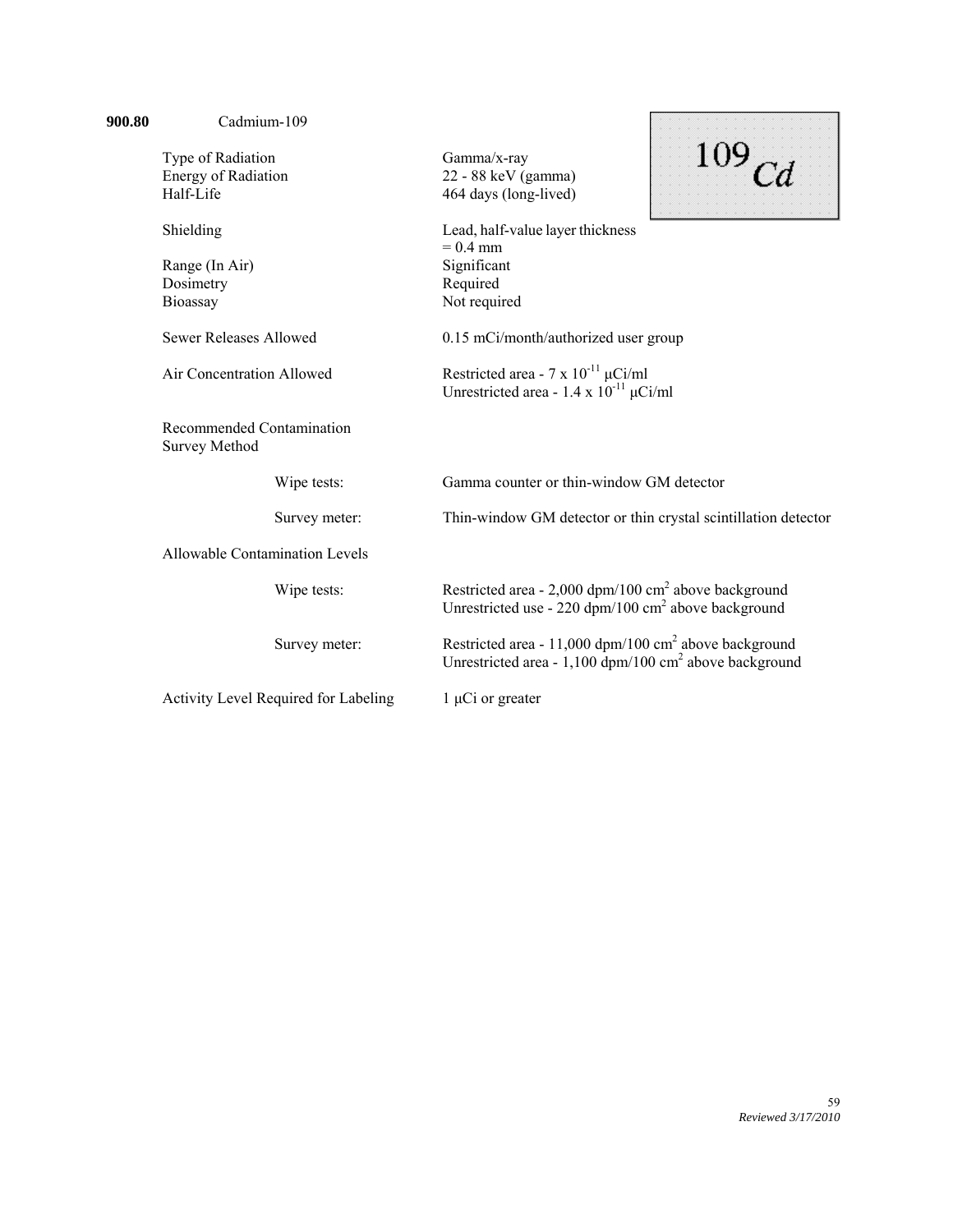**900.80** Cadmium-109

$^{109}Cd$

| | |
|---|---|
| Type of Radiation | Gamma/x-ray |
| Energy of Radiation | 22 - 88 keV (gamma) |
| Half-Life | 464 days (long-lived) |
| Shielding | Lead, half-value layer thickness = 0.4 mm |
| Range (In Air) | Significant |
| Dosimetry | Required |
| Bioassay | Not required |
| Sewer Releases Allowed | 0.15 mCi/month/authorized user group |
| Air Concentration Allowed | Restricted area - $7 \times 10^{-11}$ μCi/ml<br>Unrestricted area - $1.4 \times 10^{-11}$ μCi/ml |

Recommended Contamination Survey Method

| | |
|---|---|
| Wipe tests: | Gamma counter or thin-window GM detector |
| Survey meter: | Thin-window GM detector or thin crystal scintillation detector |

Allowable Contamination Levels

| | |
|---|---|
| Wipe tests: | Restricted area - 2,000 dpm/100 $cm^2$ above background<br>Unrestricted use - 220 dpm/100 $cm^2$ above background |
| Survey meter: | Restricted area - 11,000 dpm/100 $cm^2$ above background<br>Unrestricted area - 1,100 dpm/100 $cm^2$ above background |

Activity Level Required for Labeling: 1 μCi or greater

*Reviewed 3/17/2010*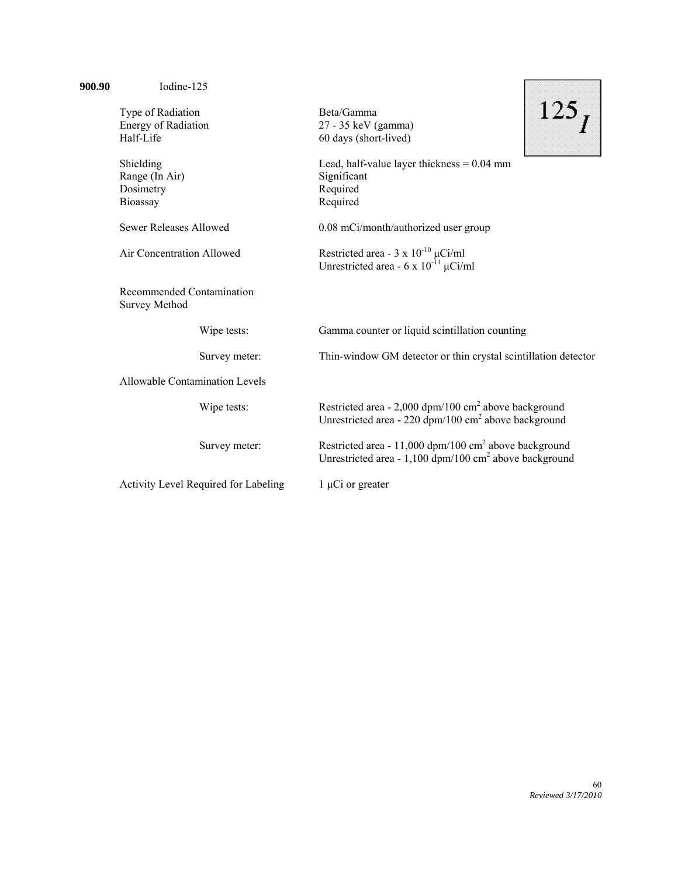## 900.90 Iodine-125

| | |
|---|---|
| Type of Radiation | Beta/Gamma |
| Energy of Radiation | 27 - 35 keV (gamma) |
| Half-Life | 60 days (short-lived) |
| Shielding | Lead, half-value layer thickness = 0.04 mm |
| Range (In Air) | Significant |
| Dosimetry | Required |
| Bioassay | Required |
| Sewer Releases Allowed | 0.08 mCi/month/authorized user group |
| Air Concentration Allowed | Restricted area - 3 x $10^{-10}$ μCi/ml<br>Unrestricted area - 6 x $10^{-11}$ μCi/ml |

Recommended Contamination Survey Method

| | |
|---|---|
| Wipe tests: | Gamma counter or liquid scintillation counting |
| Survey meter: | Thin-window GM detector or thin crystal scintillation detector |

Allowable Contamination Levels

| | |
|---|---|
| Wipe tests: | Restricted area - 2,000 dpm/100 $cm^2$ above background<br>Unrestricted area - 220 dpm/100 $cm^2$ above background |
| Survey meter: | Restricted area - 11,000 dpm/100 $cm^2$ above background<br>Unrestricted area - 1,100 dpm/100 $cm^2$ above background |

Activity Level Required for Labeling: 1 μCi or greater

*Reviewed 3/17/2010*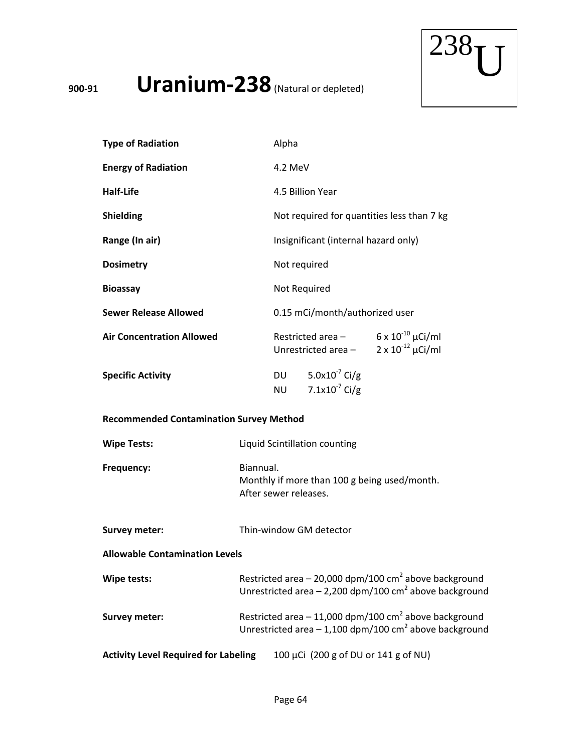# 900-91 Uranium-238 (Natural or depleted)

$^{238}U$

| | |
|---|---|
| **Type of Radiation** | Alpha |
| **Energy of Radiation** | 4.2 MeV |
| **Half-Life** | 4.5 Billion Year |
| **Shielding** | Not required for quantities less than 7 kg |
| **Range (In air)** | Insignificant (internal hazard only) |
| **Dosimetry** | Not required |
| **Bioassay** | Not Required |
| **Sewer Release Allowed** | 0.15 mCi/month/authorized user |
| **Air Concentration Allowed** | Restricted area – $6 \times 10^{-10}$ µCi/ml<br>Unrestricted area – $2 \times 10^{-12}$ µCi/ml |
| **Specific Activity** | DU $5.0 \times 10^{-7}$ Ci/g<br>NU $7.1 \times 10^{-7}$ Ci/g |

**Recommended Contamination Survey Method**

| | |
|---|---|
| **Wipe Tests:** | Liquid Scintillation counting |
| **Frequency:** | Biannual.<br>Monthly if more than 100 g being used/month.<br>After sewer releases. |
| **Survey meter:** | Thin-window GM detector |

**Allowable Contamination Levels**

| | |
|---|---|
| **Wipe tests:** | Restricted area – 20,000 dpm/100 $cm^2$ above background<br>Unrestricted area – 2,200 dpm/100 $cm^2$ above background |
| **Survey meter:** | Restricted area – 11,000 dpm/100 $cm^2$ above background<br>Unrestricted area – 1,100 dpm/100 $cm^2$ above background |

**Activity Level Required for Labeling** 100 µCi (200 g of DU or 141 g of NU)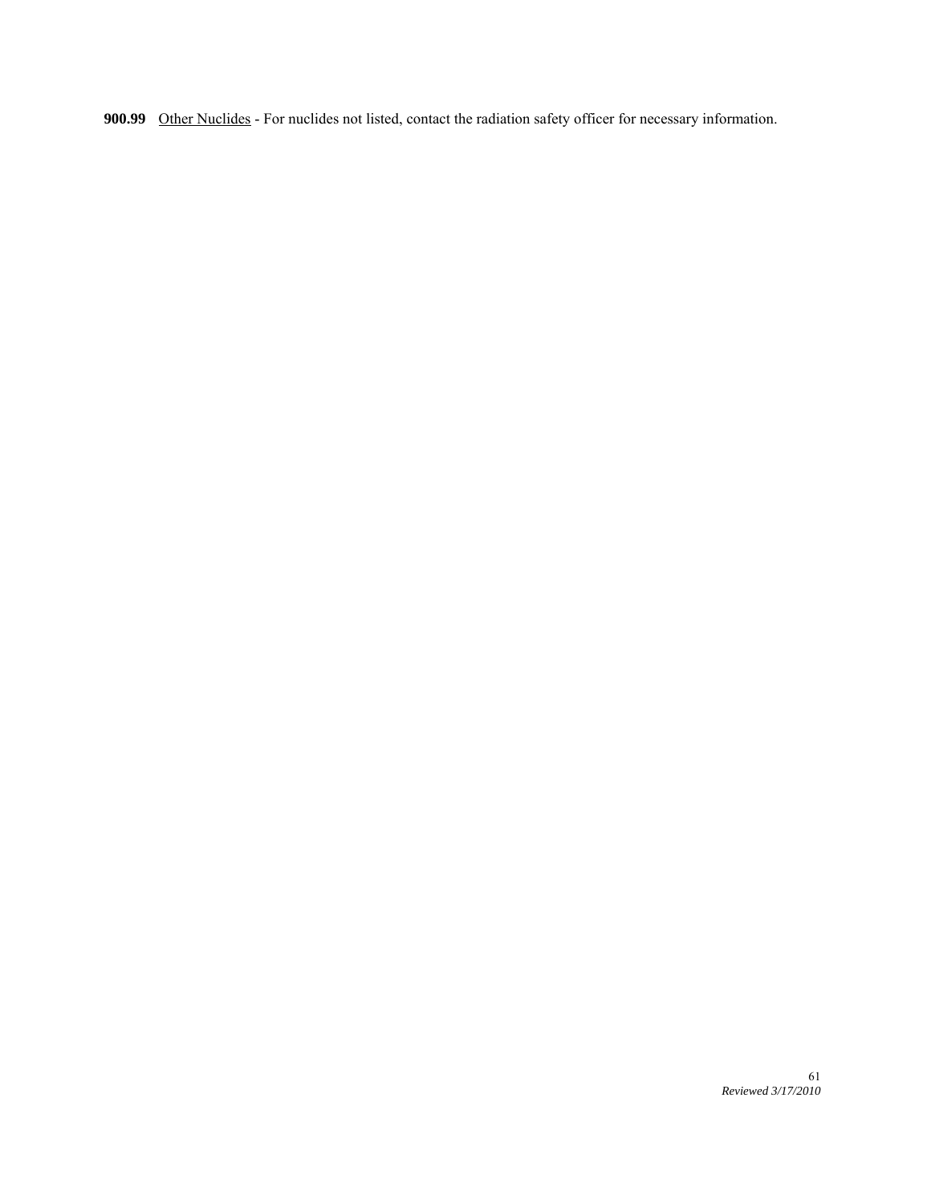**900.99** Other Nuclides - For nuclides not listed, contact the radiation safety officer for necessary information.

*Reviewed 3/17/2010*